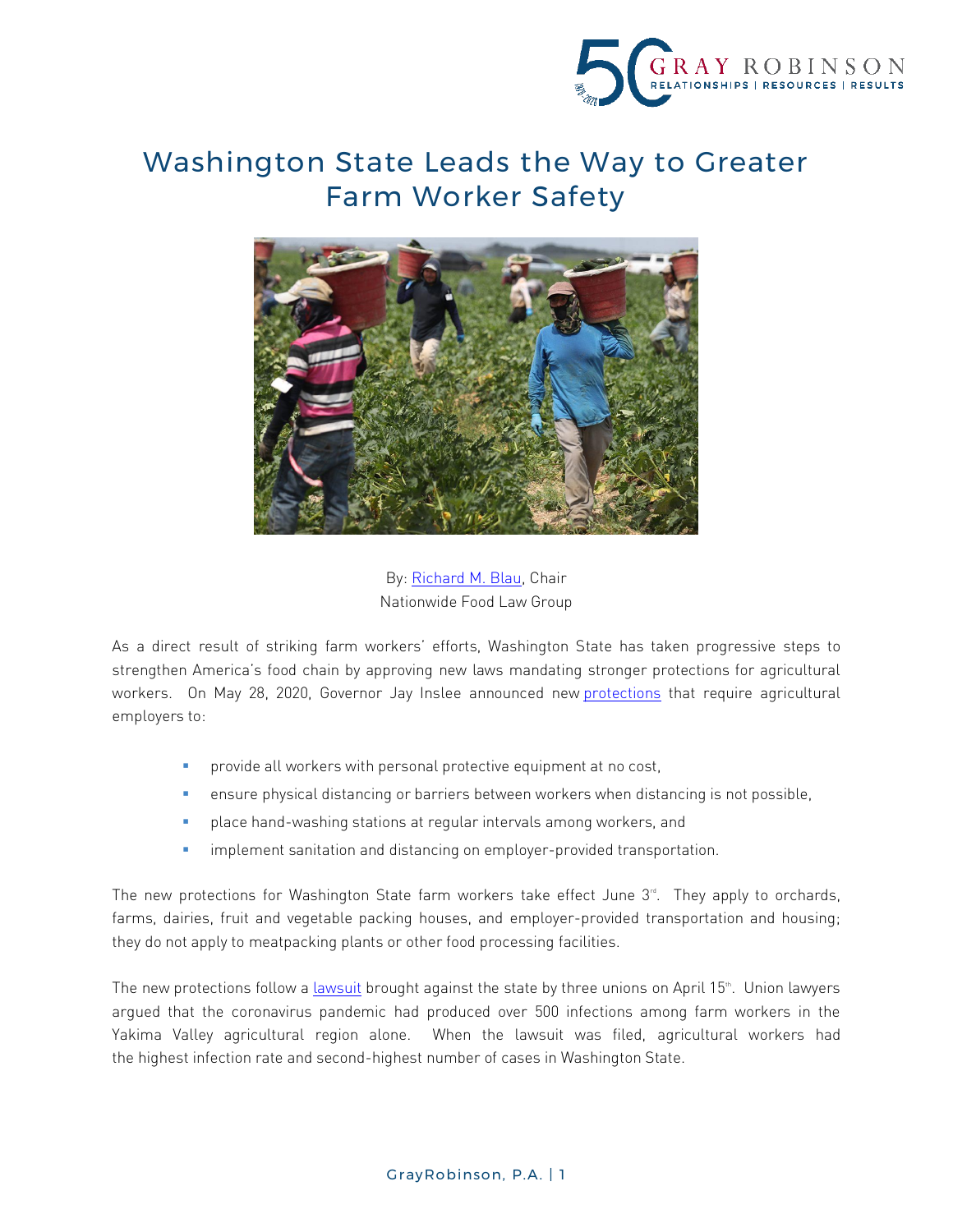# Washington State Leads the Way to Greater Farm Worker Safety

By: Richard M. Blau, Chair
Nationwide Food Law Group

As a direct result of striking farm workers' efforts, Washington State has taken progressive steps to strengthen America's food chain by approving new laws mandating stronger protections for agricultural workers. On May 28, 2020, Governor Jay Inslee announced new protections that require agricultural employers to:

- provide all workers with personal protective equipment at no cost,
- ensure physical distancing or barriers between workers when distancing is not possible,
- place hand-washing stations at regular intervals among workers, and
- implement sanitation and distancing on employer-provided transportation.

The new protections for Washington State farm workers take effect June 3rd. They apply to orchards, farms, dairies, fruit and vegetable packing houses, and employer-provided transportation and housing; they do not apply to meatpacking plants or other food processing facilities.

The new protections follow a lawsuit brought against the state by three unions on April 15th. Union lawyers argued that the coronavirus pandemic had produced over 500 infections among farm workers in the Yakima Valley agricultural region alone. When the lawsuit was filed, agricultural workers had the highest infection rate and second-highest number of cases in Washington State.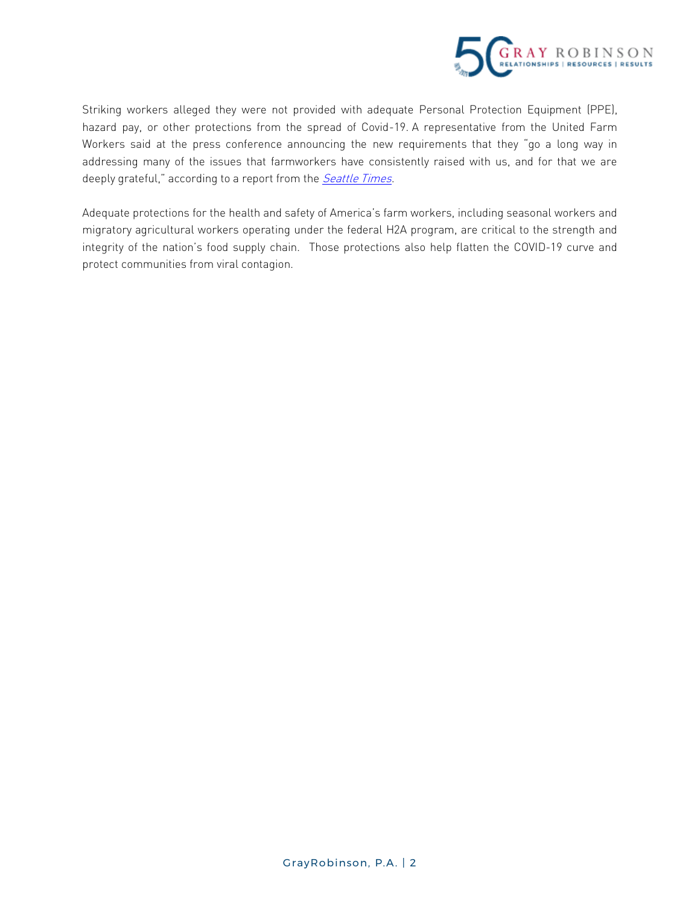Striking workers alleged they were not provided with adequate Personal Protection Equipment (PPE), hazard pay, or other protections from the spread of Covid-19. A representative from the United Farm Workers said at the press conference announcing the new requirements that they "go a long way in addressing many of the issues that farmworkers have consistently raised with us, and for that we are deeply grateful," according to a report from the *Seattle Times*.

Adequate protections for the health and safety of America's farm workers, including seasonal workers and migratory agricultural workers operating under the federal H2A program, are critical to the strength and integrity of the nation's food supply chain. Those protections also help flatten the COVID-19 curve and protect communities from viral contagion.